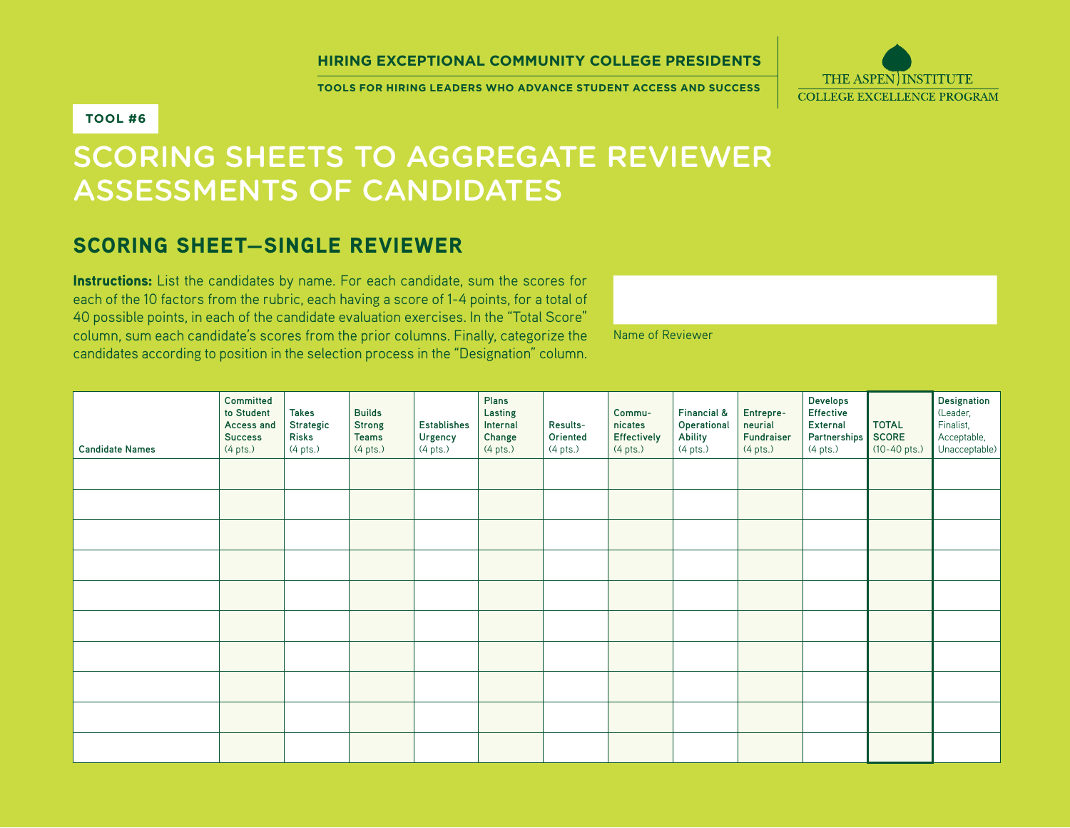HIRING EXCEPTIONAL COMMUNITY COLLEGE PRESIDENTS

TOOLS FOR HIRING LEADERS WHO ADVANCE STUDENT ACCESS AND SUCCESS

THE ASPEN INSTITUTE
COLLEGE EXCELLENCE PROGRAM

TOOL #6

# SCORING SHEETS TO AGGREGATE REVIEWER ASSESSMENTS OF CANDIDATES

## SCORING SHEET—SINGLE REVIEWER

**Instructions:** List the candidates by name. For each candidate, sum the scores for each of the 10 factors from the rubric, each having a score of 1-4 points, for a total of 40 possible points, in each of the candidate evaluation exercises. In the "Total Score" column, sum each candidate's scores from the prior columns. Finally, categorize the candidates according to position in the selection process in the "Designation" column.

Name of Reviewer: ____________________

| Candidate Names | Committed to Student Access and Success (4 pts.) | Takes Strategic Risks (4 pts.) | Builds Strong Teams (4 pts.) | Establishes Urgency (4 pts.) | Plans Lasting Internal Change (4 pts.) | Results-Oriented (4 pts.) | Communicates Effectively (4 pts.) | Financial & Operational Ability (4 pts.) | Entrepreneurial Fundraiser (4 pts.) | Develops Effective External Partnerships (4 pts.) | TOTAL SCORE (10-40 pts.) | Designation (Leader, Finalist, Acceptable, Unacceptable) |
|---|---|---|---|---|---|---|---|---|---|---|---|---|
| | | | | | | | | | | | | |
| | | | | | | | | | | | | |
| | | | | | | | | | | | | |
| | | | | | | | | | | | | |
| | | | | | | | | | | | | |
| | | | | | | | | | | | | |
| | | | | | | | | | | | | |
| | | | | | | | | | | | | |
| | | | | | | | | | | | | |
| | | | | | | | | | | | | |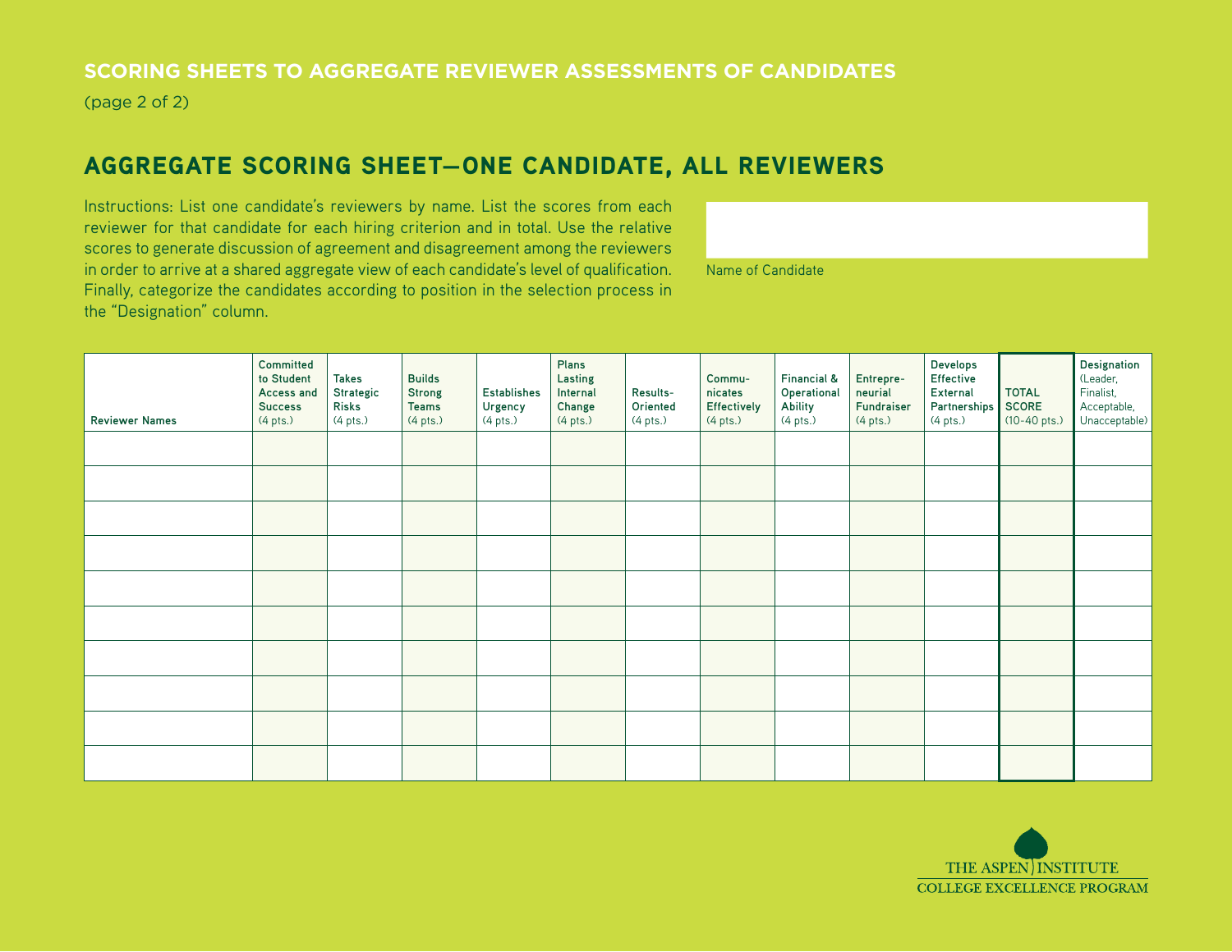## SCORING SHEETS TO AGGREGATE REVIEWER ASSESSMENTS OF CANDIDATES

(page 2 of 2)

# AGGREGATE SCORING SHEET—ONE CANDIDATE, ALL REVIEWERS

Instructions: List one candidate's reviewers by name. List the scores from each reviewer for that candidate for each hiring criterion and in total. Use the relative scores to generate discussion of agreement and disagreement among the reviewers in order to arrive at a shared aggregate view of each candidate's level of qualification. Finally, categorize the candidates according to position in the selection process in the "Designation" column.

Name of Candidate

| Reviewer Names | Committed to Student Access and Success (4 pts.) | Takes Strategic Risks (4 pts.) | Builds Strong Teams (4 pts.) | Establishes Urgency (4 pts.) | Plans Lasting Internal Change (4 pts.) | Results-Oriented (4 pts.) | Communicates Effectively (4 pts.) | Financial & Operational Ability (4 pts.) | Entrepreneurial Fundraiser (4 pts.) | Develops Effective External Partnerships (4 pts.) | TOTAL SCORE (10-40 pts.) | Designation (Leader, Finalist, Acceptable, Unacceptable) |
|---|---|---|---|---|---|---|---|---|---|---|---|---|
| | | | | | | | | | | | | |
| | | | | | | | | | | | | |
| | | | | | | | | | | | | |
| | | | | | | | | | | | | |
| | | | | | | | | | | | | |
| | | | | | | | | | | | | |
| | | | | | | | | | | | | |
| | | | | | | | | | | | | |
| | | | | | | | | | | | | |
| | | | | | | | | | | | | |

THE ASPEN INSTITUTE
COLLEGE EXCELLENCE PROGRAM